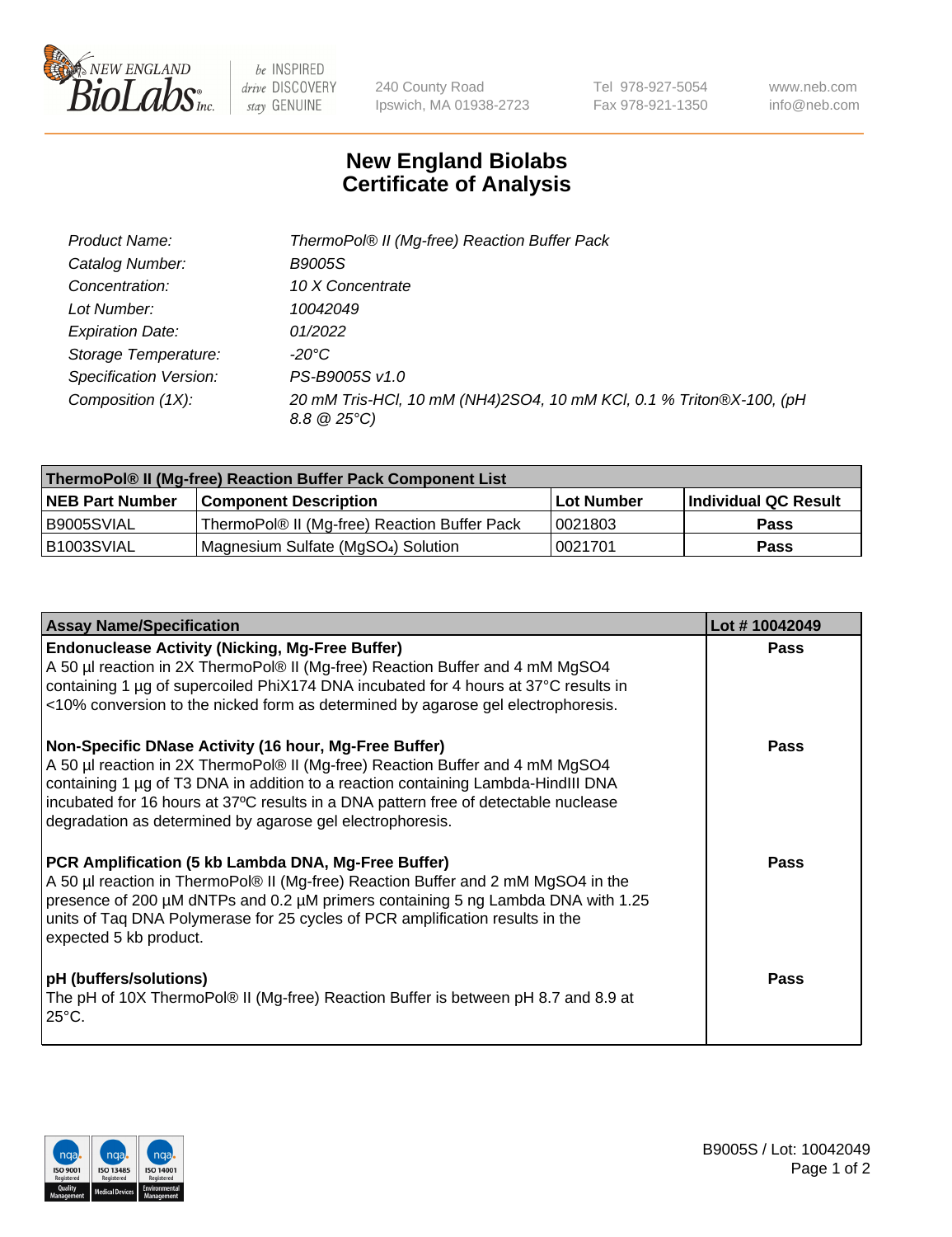New England BioLabs Inc. — be INSPIRED drive DISCOVERY stay GENUINE

240 County Road
Ipswich, MA 01938-2723

Tel 978-927-5054
Fax 978-921-1350

www.neb.com
info@neb.com

# New England Biolabs
# Certificate of Analysis

| | |
|---|---|
| *Product Name:* | *ThermoPol® II (Mg-free) Reaction Buffer Pack* |
| *Catalog Number:* | *B9005S* |
| *Concentration:* | *10 X Concentrate* |
| *Lot Number:* | *10042049* |
| *Expiration Date:* | *01/2022* |
| *Storage Temperature:* | *-20°C* |
| *Specification Version:* | *PS-B9005S v1.0* |
| *Composition (1X):* | *20 mM Tris-HCl, 10 mM (NH4)2SO4, 10 mM KCl, 0.1 % Triton®X-100, (pH 8.8 @ 25°C)* |

| ThermoPol® II (Mg-free) Reaction Buffer Pack Component List | | | |
|---|---|---|---|
| **NEB Part Number** | **Component Description** | **Lot Number** | **Individual QC Result** |
| B9005SVIAL | ThermoPol® II (Mg-free) Reaction Buffer Pack | 0021803 | **Pass** |
| B1003SVIAL | Magnesium Sulfate ($MgSO_4$) Solution | 0021701 | **Pass** |

| Assay Name/Specification | Lot # 10042049 |
|---|---|
| **Endonuclease Activity (Nicking, Mg-Free Buffer)**<br>A 50 µl reaction in 2X ThermoPol® II (Mg-free) Reaction Buffer and 4 mM MgSO4 containing 1 µg of supercoiled PhiX174 DNA incubated for 4 hours at 37°C results in <10% conversion to the nicked form as determined by agarose gel electrophoresis. | **Pass** |
| **Non-Specific DNase Activity (16 hour, Mg-Free Buffer)**<br>A 50 µl reaction in 2X ThermoPol® II (Mg-free) Reaction Buffer and 4 mM MgSO4 containing 1 µg of T3 DNA in addition to a reaction containing Lambda-HindIII DNA incubated for 16 hours at 37ºC results in a DNA pattern free of detectable nuclease degradation as determined by agarose gel electrophoresis. | **Pass** |
| **PCR Amplification (5 kb Lambda DNA, Mg-Free Buffer)**<br>A 50 µl reaction in ThermoPol® II (Mg-free) Reaction Buffer and 2 mM MgSO4 in the presence of 200 µM dNTPs and 0.2 µM primers containing 5 ng Lambda DNA with 1.25 units of Taq DNA Polymerase for 25 cycles of PCR amplification results in the expected 5 kb product. | **Pass** |
| **pH (buffers/solutions)**<br>The pH of 10X ThermoPol® II (Mg-free) Reaction Buffer is between pH 8.7 and 8.9 at 25°C. | **Pass** |

B9005S / Lot: 10042049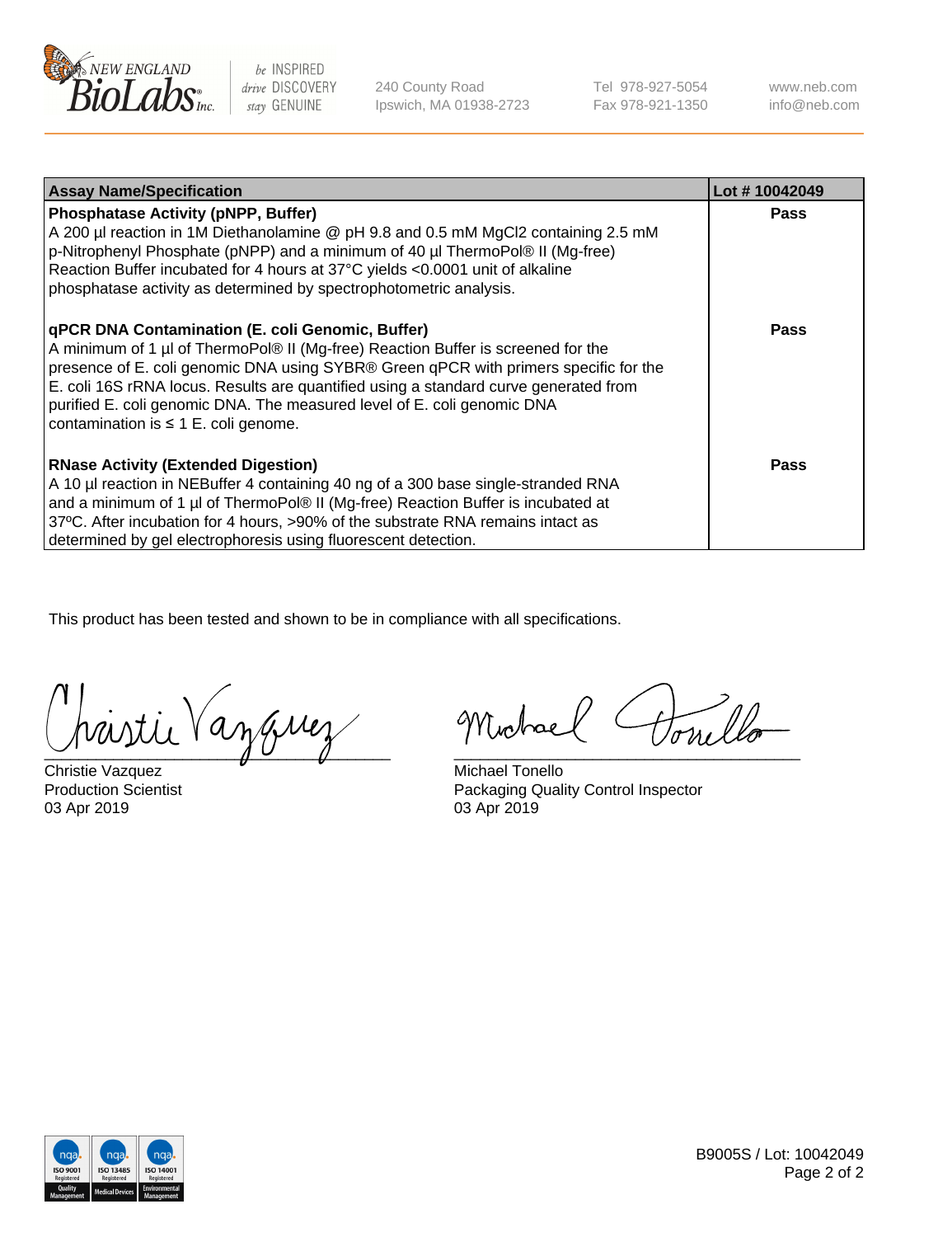| Assay Name/Specification | Lot # 10042049 |
|---|---|
| **Phosphatase Activity (pNPP, Buffer)**<br>A 200 µl reaction in 1M Diethanolamine @ pH 9.8 and 0.5 mM $MgCl_2$ containing 2.5 mM p-Nitrophenyl Phosphate (pNPP) and a minimum of 40 µl ThermoPol® II (Mg-free) Reaction Buffer incubated for 4 hours at 37°C yields <0.0001 unit of alkaline phosphatase activity as determined by spectrophotometric analysis. | Pass |
| **qPCR DNA Contamination (E. coli Genomic, Buffer)**<br>A minimum of 1 µl of ThermoPol® II (Mg-free) Reaction Buffer is screened for the presence of E. coli genomic DNA using SYBR® Green qPCR with primers specific for the E. coli 16S rRNA locus. Results are quantified using a standard curve generated from purified E. coli genomic DNA. The measured level of E. coli genomic DNA contamination is ≤ 1 E. coli genome. | Pass |
| **RNase Activity (Extended Digestion)**<br>A 10 µl reaction in NEBuffer 4 containing 40 ng of a 300 base single-stranded RNA and a minimum of 1 µl of ThermoPol® II (Mg-free) Reaction Buffer is incubated at 37ºC. After incubation for 4 hours, >90% of the substrate RNA remains intact as determined by gel electrophoresis using fluorescent detection. | Pass |

This product has been tested and shown to be in compliance with all specifications.

Christie Vazquez
Production Scientist
03 Apr 2019

Michael Tonello
Packaging Quality Control Inspector
03 Apr 2019

B9005S / Lot: 10042049